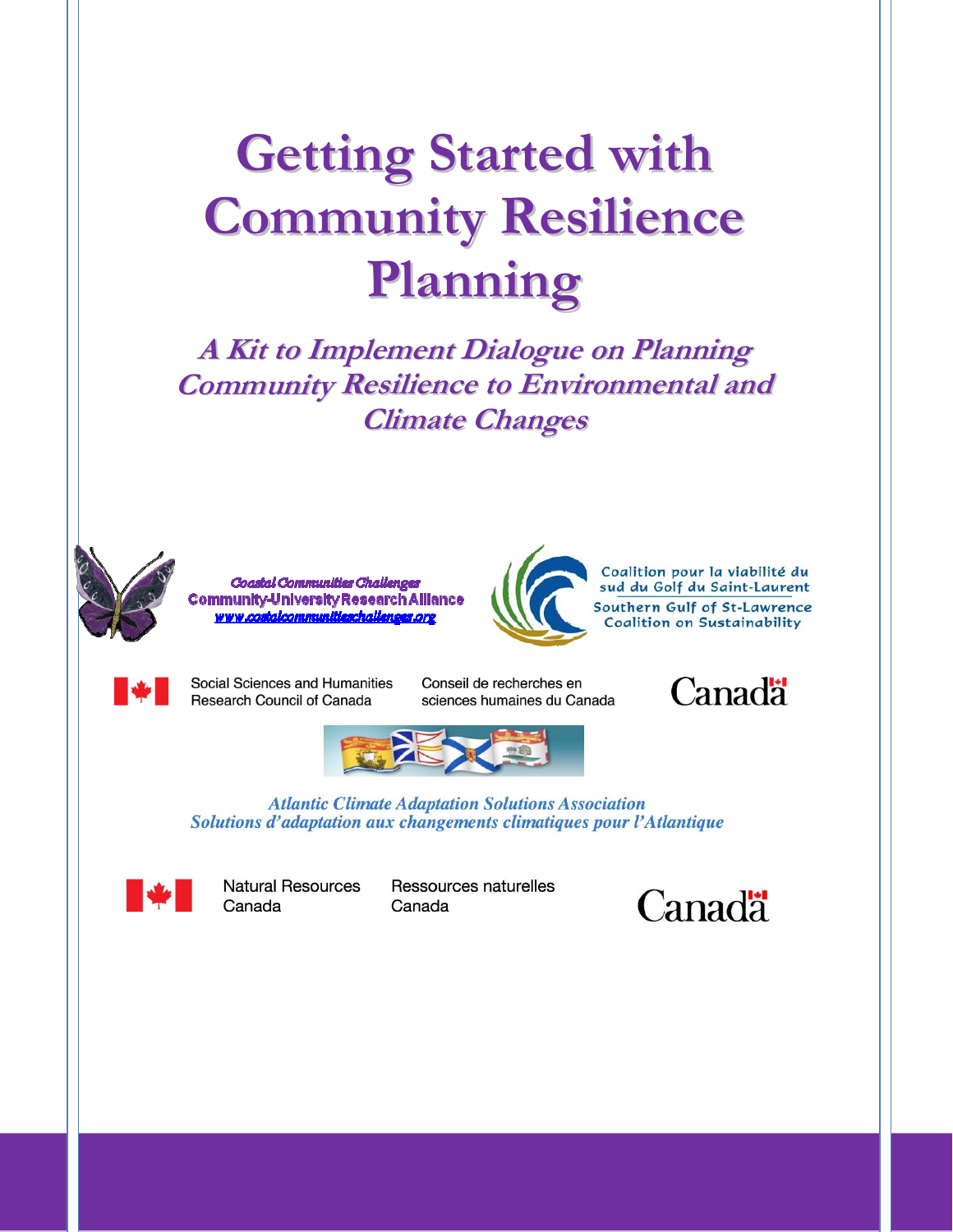# Getting Started with Community Resilience Planning

## *A Kit to Implement Dialogue on Planning Community Resilience to Environmental and Climate Changes*

*Coastal Communities Challenges*
**Community-University Research Alliance**
www.coastalcommunitieschallenges.org

Coalition pour la viabilité du sud du Golf du Saint-Laurent
Southern Gulf of St-Lawrence Coalition on Sustainability

Social Sciences and Humanities Research Council of Canada
Conseil de recherches en sciences humaines du Canada
Canada

*Atlantic Climate Adaptation Solutions Association*
*Solutions d'adaptation aux changements climatiques pour l'Atlantique*

Natural Resources Canada
Ressources naturelles Canada
Canada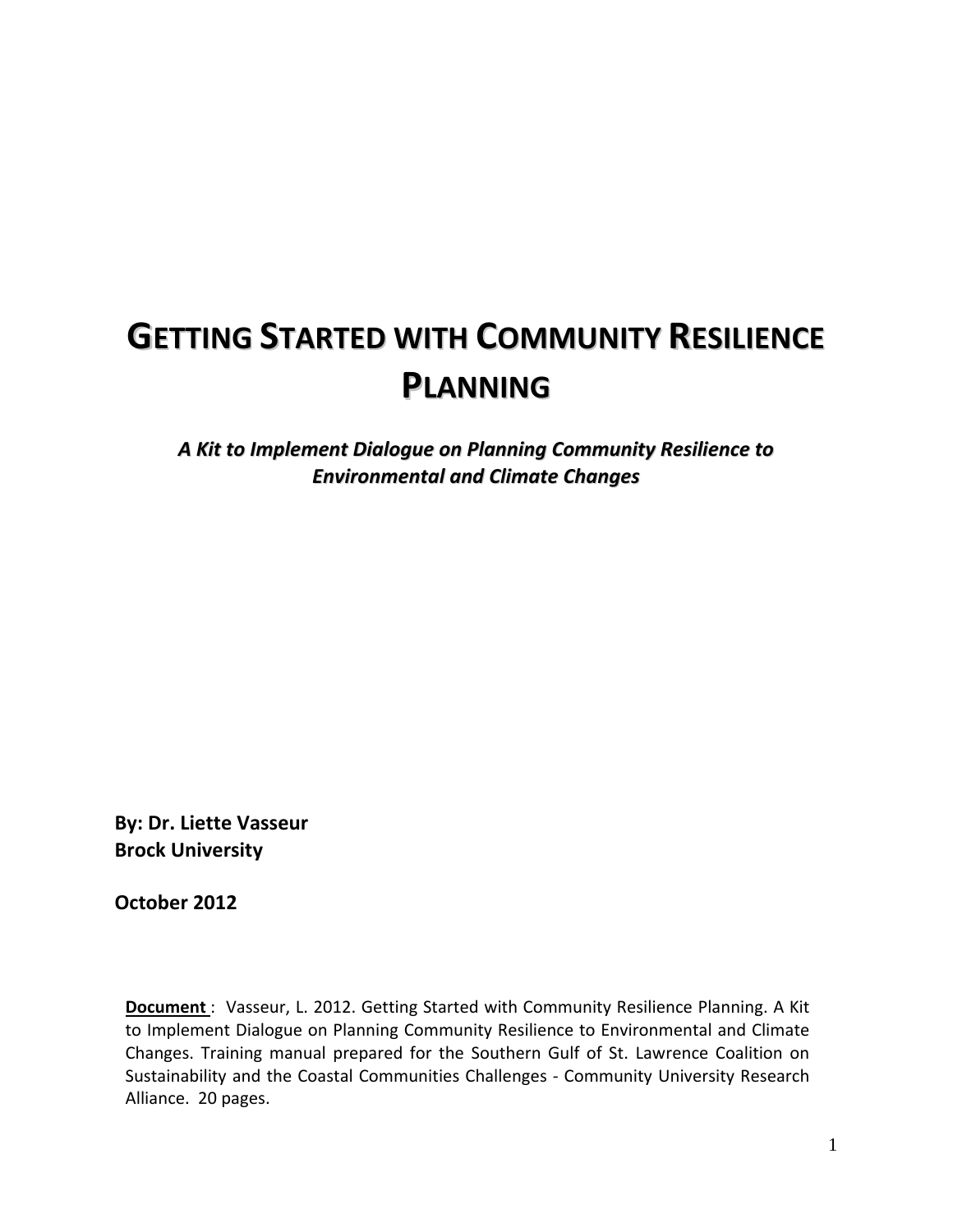# GETTING STARTED WITH COMMUNITY RESILIENCE PLANNING

***A Kit to Implement Dialogue on Planning Community Resilience to Environmental and Climate Changes***

**By: Dr. Liette Vasseur**
**Brock University**

**October 2012**

**Document** : Vasseur, L. 2012. Getting Started with Community Resilience Planning. A Kit to Implement Dialogue on Planning Community Resilience to Environmental and Climate Changes. Training manual prepared for the Southern Gulf of St. Lawrence Coalition on Sustainability and the Coastal Communities Challenges - Community University Research Alliance. 20 pages.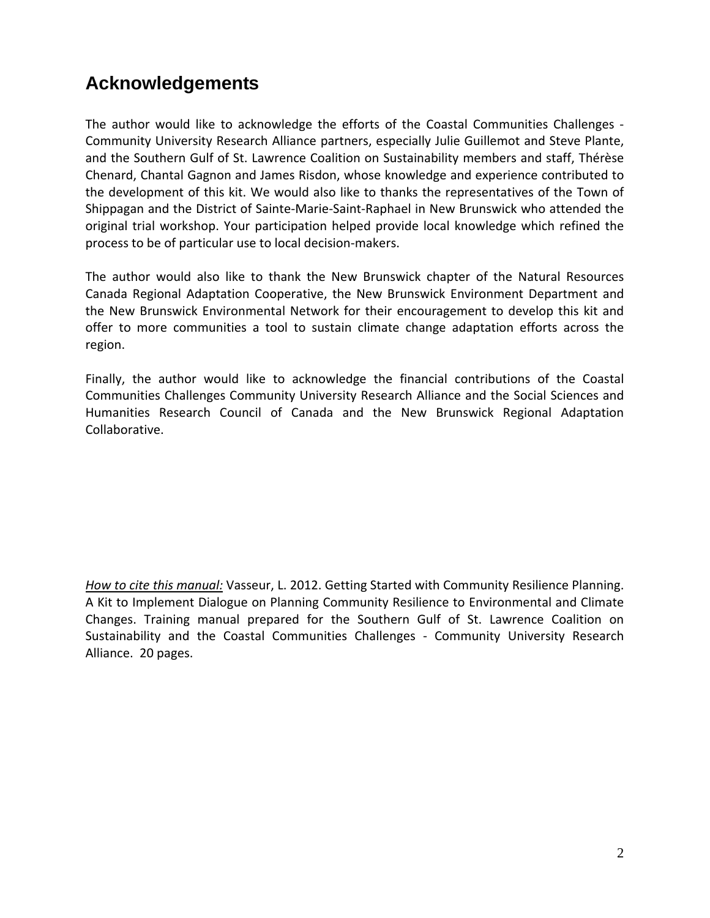## Acknowledgements

The author would like to acknowledge the efforts of the Coastal Communities Challenges - Community University Research Alliance partners, especially Julie Guillemot and Steve Plante, and the Southern Gulf of St. Lawrence Coalition on Sustainability members and staff, Thérèse Chenard, Chantal Gagnon and James Risdon, whose knowledge and experience contributed to the development of this kit. We would also like to thanks the representatives of the Town of Shippagan and the District of Sainte-Marie-Saint-Raphael in New Brunswick who attended the original trial workshop. Your participation helped provide local knowledge which refined the process to be of particular use to local decision-makers.

The author would also like to thank the New Brunswick chapter of the Natural Resources Canada Regional Adaptation Cooperative, the New Brunswick Environment Department and the New Brunswick Environmental Network for their encouragement to develop this kit and offer to more communities a tool to sustain climate change adaptation efforts across the region.

Finally, the author would like to acknowledge the financial contributions of the Coastal Communities Challenges Community University Research Alliance and the Social Sciences and Humanities Research Council of Canada and the New Brunswick Regional Adaptation Collaborative.

*How to cite this manual:* Vasseur, L. 2012. Getting Started with Community Resilience Planning. A Kit to Implement Dialogue on Planning Community Resilience to Environmental and Climate Changes. Training manual prepared for the Southern Gulf of St. Lawrence Coalition on Sustainability and the Coastal Communities Challenges - Community University Research Alliance. 20 pages.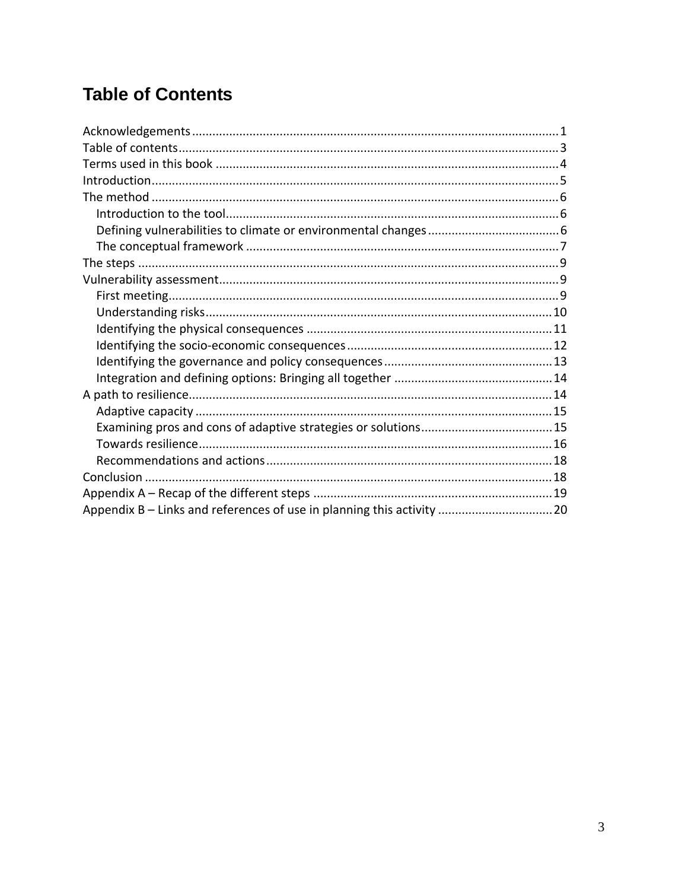# Table of Contents

Acknowledgements ........................................................................................................ 1
Table of contents ........................................................................................................... 3
Terms used in this book ................................................................................................. 4
Introduction .................................................................................................................. 5
The method ................................................................................................................... 6
- Introduction to the tool .............................................................................................. 6
- Defining vulnerabilities to climate or environmental changes .................................. 6
- The conceptual framework ........................................................................................ 7

The steps ....................................................................................................................... 9
Vulnerability assessment ................................................................................................ 9
- First meeting ............................................................................................................... 9
- Understanding risks .................................................................................................. 10
- Identifying the physical consequences ..................................................................... 11
- Identifying the socio-economic consequences ......................................................... 12
- Identifying the governance and policy consequences .............................................. 13
- Integration and defining options: Bringing all together ........................................... 14

A path to resilience ....................................................................................................... 14
- Adaptive capacity ..................................................................................................... 15
- Examining pros and cons of adaptive strategies or solutions ................................... 15
- Towards resilience .................................................................................................... 16
- Recommendations and actions ................................................................................ 18

Conclusion ................................................................................................................... 18
Appendix A – Recap of the different steps .................................................................. 19
Appendix B – Links and references of use in planning this activity ............................. 20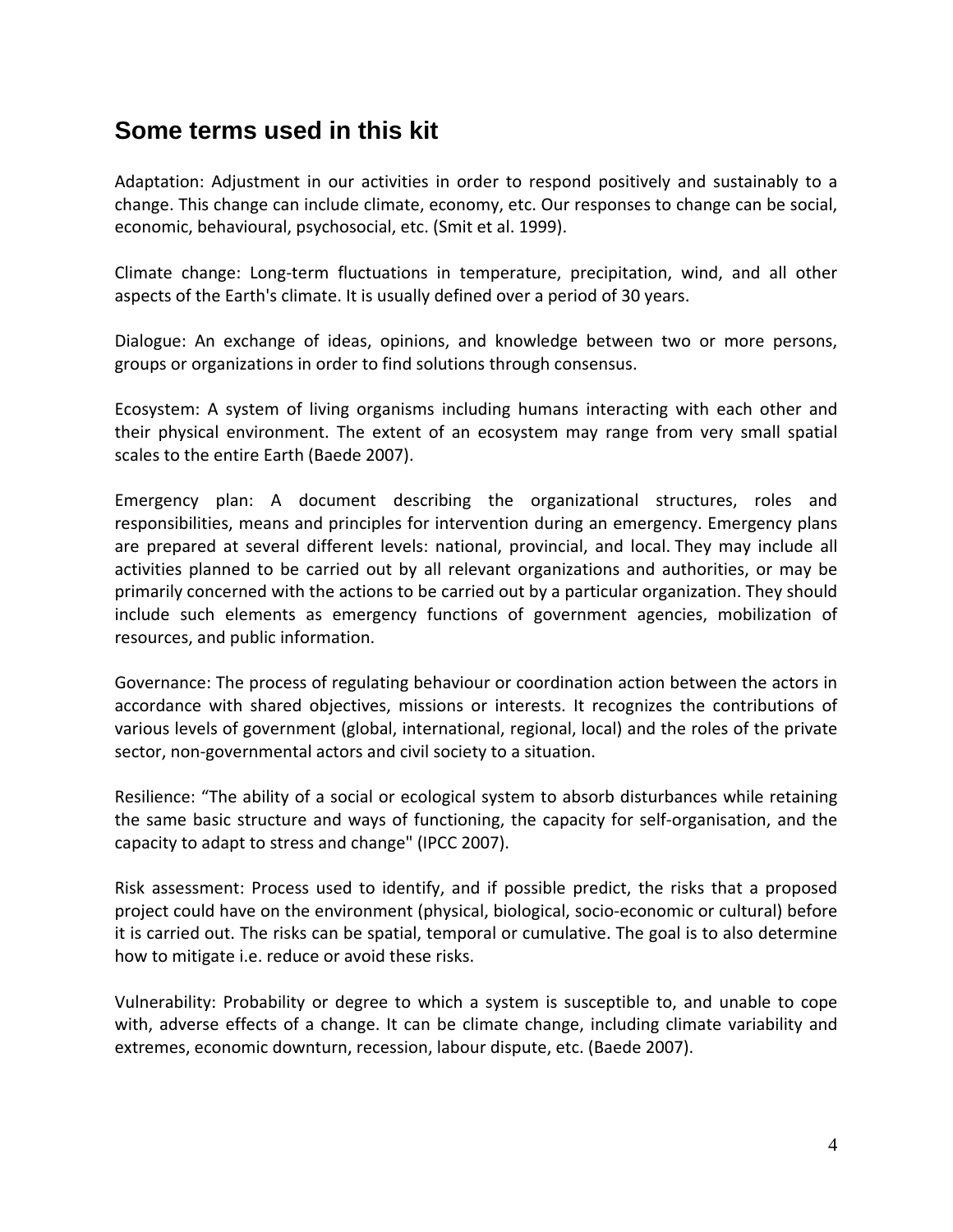## Some terms used in this kit

Adaptation: Adjustment in our activities in order to respond positively and sustainably to a change. This change can include climate, economy, etc. Our responses to change can be social, economic, behavioural, psychosocial, etc. (Smit et al. 1999).

Climate change: Long-term fluctuations in temperature, precipitation, wind, and all other aspects of the Earth's climate. It is usually defined over a period of 30 years.

Dialogue: An exchange of ideas, opinions, and knowledge between two or more persons, groups or organizations in order to find solutions through consensus.

Ecosystem: A system of living organisms including humans interacting with each other and their physical environment. The extent of an ecosystem may range from very small spatial scales to the entire Earth (Baede 2007).

Emergency plan: A document describing the organizational structures, roles and responsibilities, means and principles for intervention during an emergency. Emergency plans are prepared at several different levels: national, provincial, and local. They may include all activities planned to be carried out by all relevant organizations and authorities, or may be primarily concerned with the actions to be carried out by a particular organization. They should include such elements as emergency functions of government agencies, mobilization of resources, and public information.

Governance: The process of regulating behaviour or coordination action between the actors in accordance with shared objectives, missions or interests. It recognizes the contributions of various levels of government (global, international, regional, local) and the roles of the private sector, non-governmental actors and civil society to a situation.

Resilience: "The ability of a social or ecological system to absorb disturbances while retaining the same basic structure and ways of functioning, the capacity for self-organisation, and the capacity to adapt to stress and change" (IPCC 2007).

Risk assessment: Process used to identify, and if possible predict, the risks that a proposed project could have on the environment (physical, biological, socio-economic or cultural) before it is carried out. The risks can be spatial, temporal or cumulative. The goal is to also determine how to mitigate i.e. reduce or avoid these risks.

Vulnerability: Probability or degree to which a system is susceptible to, and unable to cope with, adverse effects of a change. It can be climate change, including climate variability and extremes, economic downturn, recession, labour dispute, etc. (Baede 2007).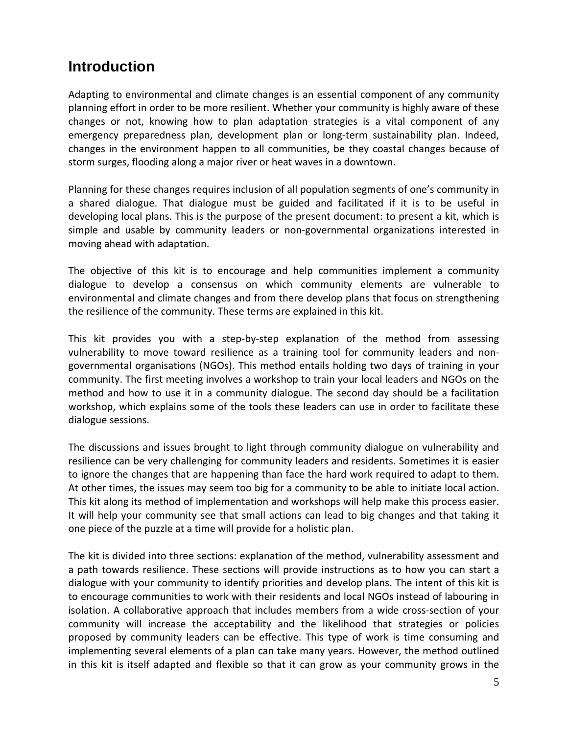# Introduction

Adapting to environmental and climate changes is an essential component of any community planning effort in order to be more resilient. Whether your community is highly aware of these changes or not, knowing how to plan adaptation strategies is a vital component of any emergency preparedness plan, development plan or long-term sustainability plan. Indeed, changes in the environment happen to all communities, be they coastal changes because of storm surges, flooding along a major river or heat waves in a downtown.

Planning for these changes requires inclusion of all population segments of one's community in a shared dialogue. That dialogue must be guided and facilitated if it is to be useful in developing local plans. This is the purpose of the present document: to present a kit, which is simple and usable by community leaders or non-governmental organizations interested in moving ahead with adaptation.

The objective of this kit is to encourage and help communities implement a community dialogue to develop a consensus on which community elements are vulnerable to environmental and climate changes and from there develop plans that focus on strengthening the resilience of the community. These terms are explained in this kit.

This kit provides you with a step-by-step explanation of the method from assessing vulnerability to move toward resilience as a training tool for community leaders and non-governmental organisations (NGOs). This method entails holding two days of training in your community. The first meeting involves a workshop to train your local leaders and NGOs on the method and how to use it in a community dialogue. The second day should be a facilitation workshop, which explains some of the tools these leaders can use in order to facilitate these dialogue sessions.

The discussions and issues brought to light through community dialogue on vulnerability and resilience can be very challenging for community leaders and residents. Sometimes it is easier to ignore the changes that are happening than face the hard work required to adapt to them. At other times, the issues may seem too big for a community to be able to initiate local action. This kit along its method of implementation and workshops will help make this process easier. It will help your community see that small actions can lead to big changes and that taking it one piece of the puzzle at a time will provide for a holistic plan.

The kit is divided into three sections: explanation of the method, vulnerability assessment and a path towards resilience. These sections will provide instructions as to how you can start a dialogue with your community to identify priorities and develop plans. The intent of this kit is to encourage communities to work with their residents and local NGOs instead of labouring in isolation. A collaborative approach that includes members from a wide cross-section of your community will increase the acceptability and the likelihood that strategies or policies proposed by community leaders can be effective. This type of work is time consuming and implementing several elements of a plan can take many years. However, the method outlined in this kit is itself adapted and flexible so that it can grow as your community grows in the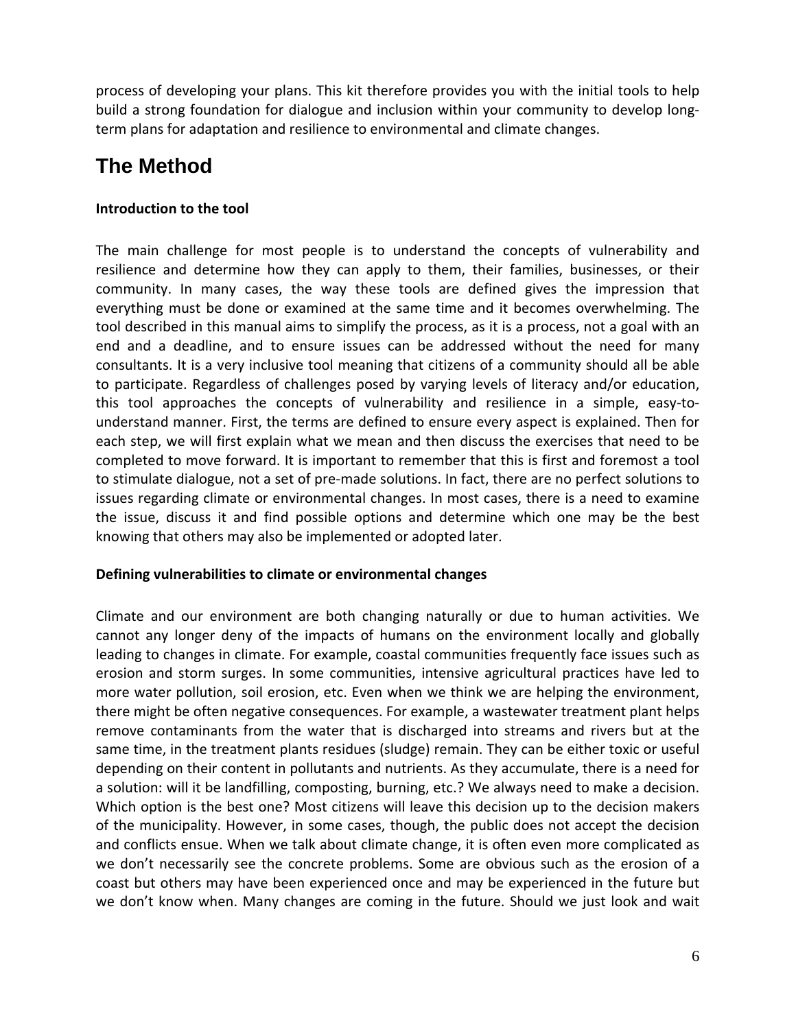process of developing your plans. This kit therefore provides you with the initial tools to help build a strong foundation for dialogue and inclusion within your community to develop long-term plans for adaptation and resilience to environmental and climate changes.

# The Method

**Introduction to the tool**

The main challenge for most people is to understand the concepts of vulnerability and resilience and determine how they can apply to them, their families, businesses, or their community. In many cases, the way these tools are defined gives the impression that everything must be done or examined at the same time and it becomes overwhelming. The tool described in this manual aims to simplify the process, as it is a process, not a goal with an end and a deadline, and to ensure issues can be addressed without the need for many consultants. It is a very inclusive tool meaning that citizens of a community should all be able to participate. Regardless of challenges posed by varying levels of literacy and/or education, this tool approaches the concepts of vulnerability and resilience in a simple, easy-to-understand manner. First, the terms are defined to ensure every aspect is explained. Then for each step, we will first explain what we mean and then discuss the exercises that need to be completed to move forward. It is important to remember that this is first and foremost a tool to stimulate dialogue, not a set of pre-made solutions. In fact, there are no perfect solutions to issues regarding climate or environmental changes. In most cases, there is a need to examine the issue, discuss it and find possible options and determine which one may be the best knowing that others may also be implemented or adopted later.

**Defining vulnerabilities to climate or environmental changes**

Climate and our environment are both changing naturally or due to human activities. We cannot any longer deny of the impacts of humans on the environment locally and globally leading to changes in climate. For example, coastal communities frequently face issues such as erosion and storm surges. In some communities, intensive agricultural practices have led to more water pollution, soil erosion, etc. Even when we think we are helping the environment, there might be often negative consequences. For example, a wastewater treatment plant helps remove contaminants from the water that is discharged into streams and rivers but at the same time, in the treatment plants residues (sludge) remain. They can be either toxic or useful depending on their content in pollutants and nutrients. As they accumulate, there is a need for a solution: will it be landfilling, composting, burning, etc.? We always need to make a decision. Which option is the best one? Most citizens will leave this decision up to the decision makers of the municipality. However, in some cases, though, the public does not accept the decision and conflicts ensue. When we talk about climate change, it is often even more complicated as we don't necessarily see the concrete problems. Some are obvious such as the erosion of a coast but others may have been experienced once and may be experienced in the future but we don't know when. Many changes are coming in the future. Should we just look and wait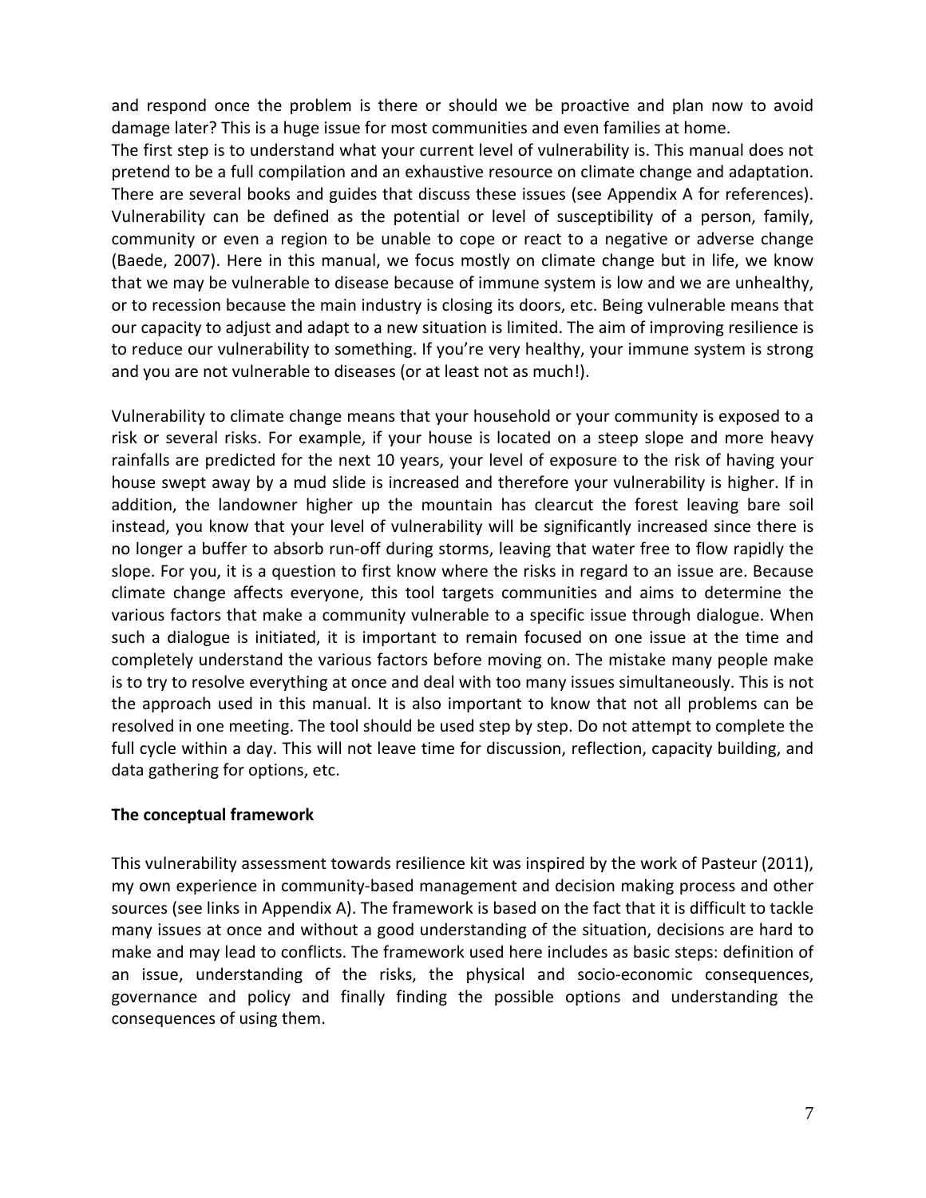and respond once the problem is there or should we be proactive and plan now to avoid damage later? This is a huge issue for most communities and even families at home.

The first step is to understand what your current level of vulnerability is. This manual does not pretend to be a full compilation and an exhaustive resource on climate change and adaptation. There are several books and guides that discuss these issues (see Appendix A for references). Vulnerability can be defined as the potential or level of susceptibility of a person, family, community or even a region to be unable to cope or react to a negative or adverse change (Baede, 2007). Here in this manual, we focus mostly on climate change but in life, we know that we may be vulnerable to disease because of immune system is low and we are unhealthy, or to recession because the main industry is closing its doors, etc. Being vulnerable means that our capacity to adjust and adapt to a new situation is limited. The aim of improving resilience is to reduce our vulnerability to something. If you're very healthy, your immune system is strong and you are not vulnerable to diseases (or at least not as much!).

Vulnerability to climate change means that your household or your community is exposed to a risk or several risks. For example, if your house is located on a steep slope and more heavy rainfalls are predicted for the next 10 years, your level of exposure to the risk of having your house swept away by a mud slide is increased and therefore your vulnerability is higher. If in addition, the landowner higher up the mountain has clearcut the forest leaving bare soil instead, you know that your level of vulnerability will be significantly increased since there is no longer a buffer to absorb run-off during storms, leaving that water free to flow rapidly the slope. For you, it is a question to first know where the risks in regard to an issue are. Because climate change affects everyone, this tool targets communities and aims to determine the various factors that make a community vulnerable to a specific issue through dialogue. When such a dialogue is initiated, it is important to remain focused on one issue at the time and completely understand the various factors before moving on. The mistake many people make is to try to resolve everything at once and deal with too many issues simultaneously. This is not the approach used in this manual. It is also important to know that not all problems can be resolved in one meeting. The tool should be used step by step. Do not attempt to complete the full cycle within a day. This will not leave time for discussion, reflection, capacity building, and data gathering for options, etc.

**The conceptual framework**

This vulnerability assessment towards resilience kit was inspired by the work of Pasteur (2011), my own experience in community-based management and decision making process and other sources (see links in Appendix A). The framework is based on the fact that it is difficult to tackle many issues at once and without a good understanding of the situation, decisions are hard to make and may lead to conflicts. The framework used here includes as basic steps: definition of an issue, understanding of the risks, the physical and socio-economic consequences, governance and policy and finally finding the possible options and understanding the consequences of using them.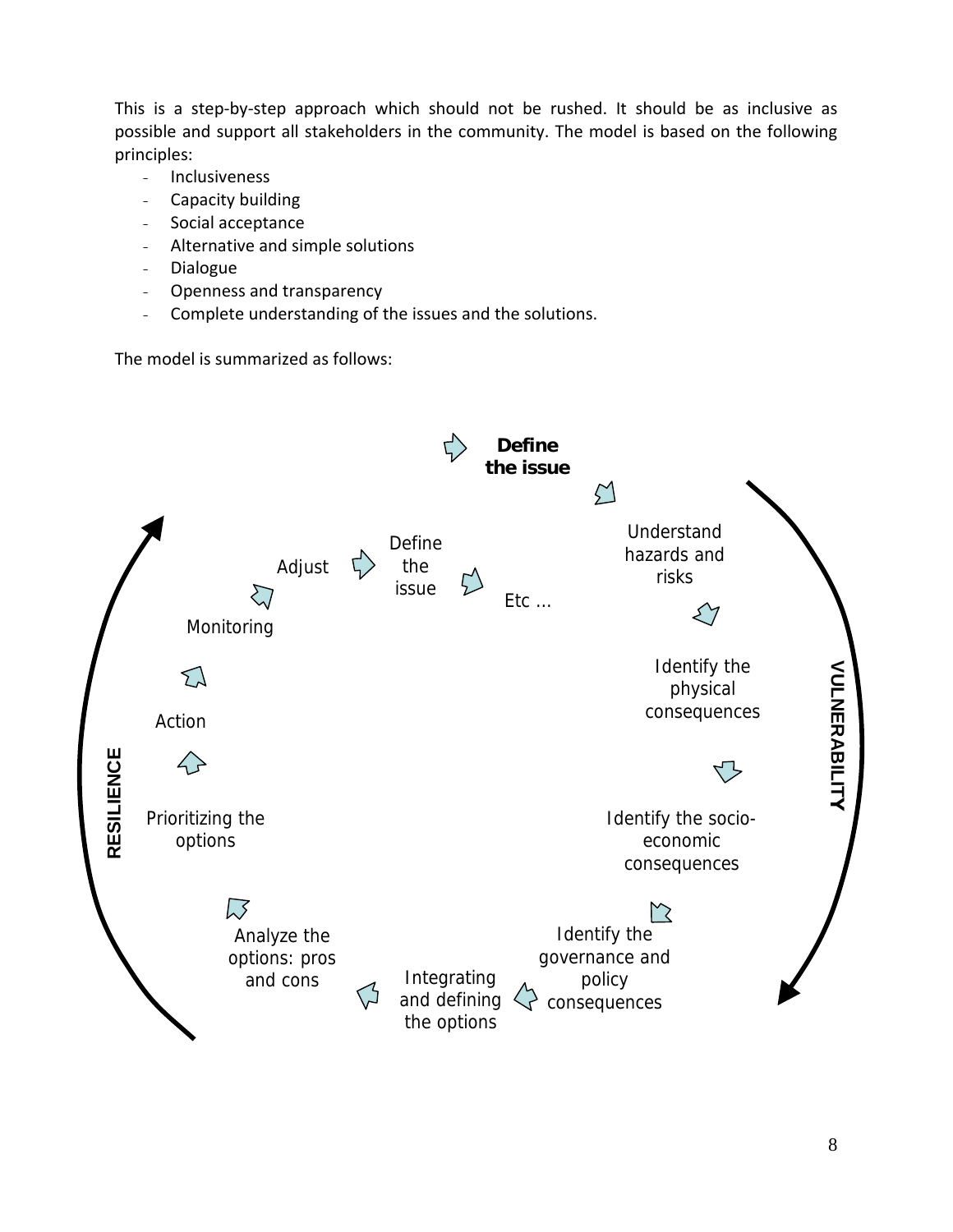This is a step-by-step approach which should not be rushed. It should be as inclusive as possible and support all stakeholders in the community. The model is based on the following principles:

- Inclusiveness
- Capacity building
- Social acceptance
- Alternative and simple solutions
- Dialogue
- Openness and transparency
- Complete understanding of the issues and the solutions.

The model is summarized as follows:

**Define the issue**

Understand hazards and risks

Identify the physical consequences

Identify the socio-economic consequences

Identify the governance and policy consequences

Integrating and defining the options

Analyze the options: pros and cons

Prioritizing the options

Action

Monitoring

Adjust

Define the issue

Etc ...

**VULNERABILITY**

**RESILIENCE**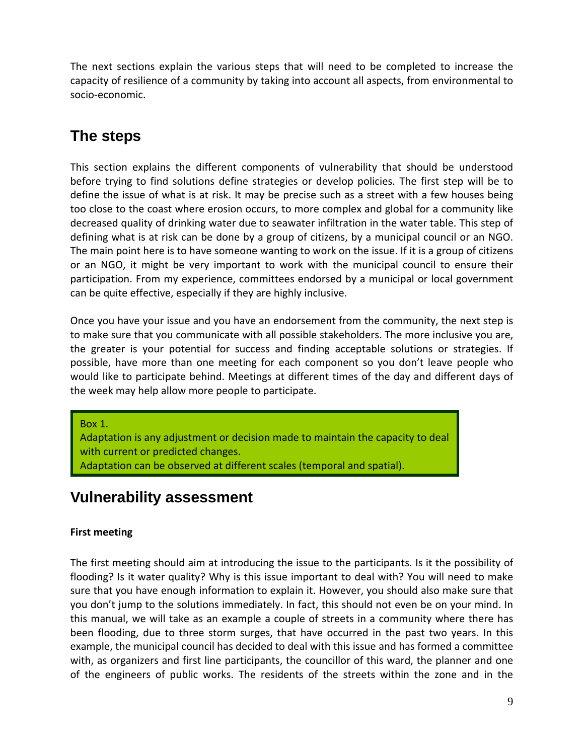The next sections explain the various steps that will need to be completed to increase the capacity of resilience of a community by taking into account all aspects, from environmental to socio-economic.

## The steps

This section explains the different components of vulnerability that should be understood before trying to find solutions define strategies or develop policies. The first step will be to define the issue of what is at risk. It may be precise such as a street with a few houses being too close to the coast where erosion occurs, to more complex and global for a community like decreased quality of drinking water due to seawater infiltration in the water table. This step of defining what is at risk can be done by a group of citizens, by a municipal council or an NGO. The main point here is to have someone wanting to work on the issue. If it is a group of citizens or an NGO, it might be very important to work with the municipal council to ensure their participation. From my experience, committees endorsed by a municipal or local government can be quite effective, especially if they are highly inclusive.

Once you have your issue and you have an endorsement from the community, the next step is to make sure that you communicate with all possible stakeholders. The more inclusive you are, the greater is your potential for success and finding acceptable solutions or strategies. If possible, have more than one meeting for each component so you don't leave people who would like to participate behind. Meetings at different times of the day and different days of the week may help allow more people to participate.

> Box 1.
> Adaptation is any adjustment or decision made to maintain the capacity to deal with current or predicted changes.
> Adaptation can be observed at different scales (temporal and spatial).

## Vulnerability assessment

**First meeting**

The first meeting should aim at introducing the issue to the participants. Is it the possibility of flooding? Is it water quality? Why is this issue important to deal with? You will need to make sure that you have enough information to explain it. However, you should also make sure that you don't jump to the solutions immediately. In fact, this should not even be on your mind. In this manual, we will take as an example a couple of streets in a community where there has been flooding, due to three storm surges, that have occurred in the past two years. In this example, the municipal council has decided to deal with this issue and has formed a committee with, as organizers and first line participants, the councillor of this ward, the planner and one of the engineers of public works. The residents of the streets within the zone and in the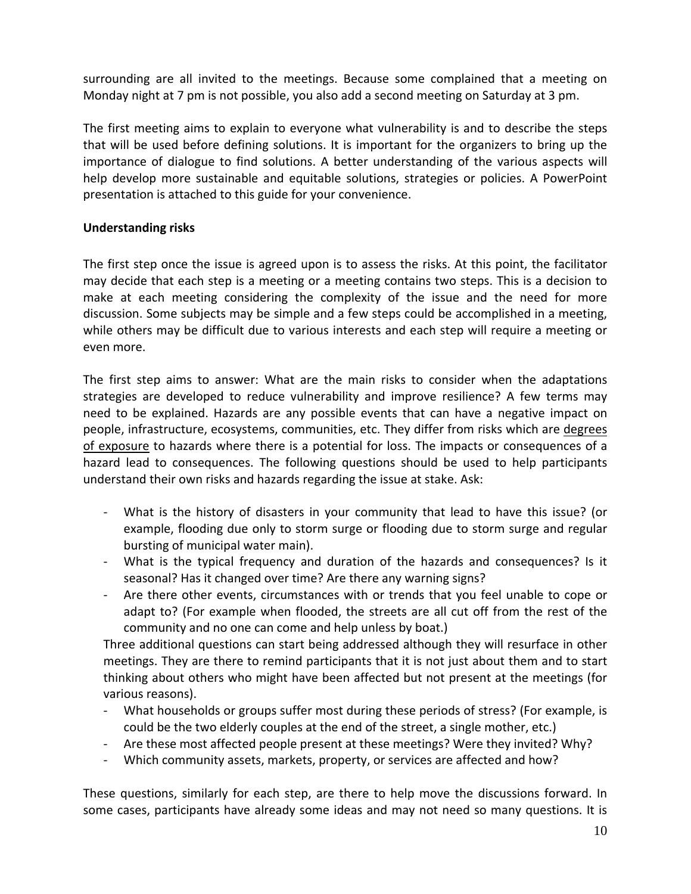surrounding are all invited to the meetings. Because some complained that a meeting on Monday night at 7 pm is not possible, you also add a second meeting on Saturday at 3 pm.

The first meeting aims to explain to everyone what vulnerability is and to describe the steps that will be used before defining solutions. It is important for the organizers to bring up the importance of dialogue to find solutions. A better understanding of the various aspects will help develop more sustainable and equitable solutions, strategies or policies. A PowerPoint presentation is attached to this guide for your convenience.

**Understanding risks**

The first step once the issue is agreed upon is to assess the risks. At this point, the facilitator may decide that each step is a meeting or a meeting contains two steps. This is a decision to make at each meeting considering the complexity of the issue and the need for more discussion. Some subjects may be simple and a few steps could be accomplished in a meeting, while others may be difficult due to various interests and each step will require a meeting or even more.

The first step aims to answer: What are the main risks to consider when the adaptations strategies are developed to reduce vulnerability and improve resilience? A few terms may need to be explained. Hazards are any possible events that can have a negative impact on people, infrastructure, ecosystems, communities, etc. They differ from risks which are <u>degrees of exposure</u> to hazards where there is a potential for loss. The impacts or consequences of a hazard lead to consequences. The following questions should be used to help participants understand their own risks and hazards regarding the issue at stake. Ask:

- What is the history of disasters in your community that lead to have this issue? (or example, flooding due only to storm surge or flooding due to storm surge and regular bursting of municipal water main).
- What is the typical frequency and duration of the hazards and consequences? Is it seasonal? Has it changed over time? Are there any warning signs?
- Are there other events, circumstances with or trends that you feel unable to cope or adapt to? (For example when flooded, the streets are all cut off from the rest of the community and no one can come and help unless by boat.)

Three additional questions can start being addressed although they will resurface in other meetings. They are there to remind participants that it is not just about them and to start thinking about others who might have been affected but not present at the meetings (for various reasons).

- What households or groups suffer most during these periods of stress? (For example, is could be the two elderly couples at the end of the street, a single mother, etc.)
- Are these most affected people present at these meetings? Were they invited? Why?
- Which community assets, markets, property, or services are affected and how?

These questions, similarly for each step, are there to help move the discussions forward. In some cases, participants have already some ideas and may not need so many questions. It is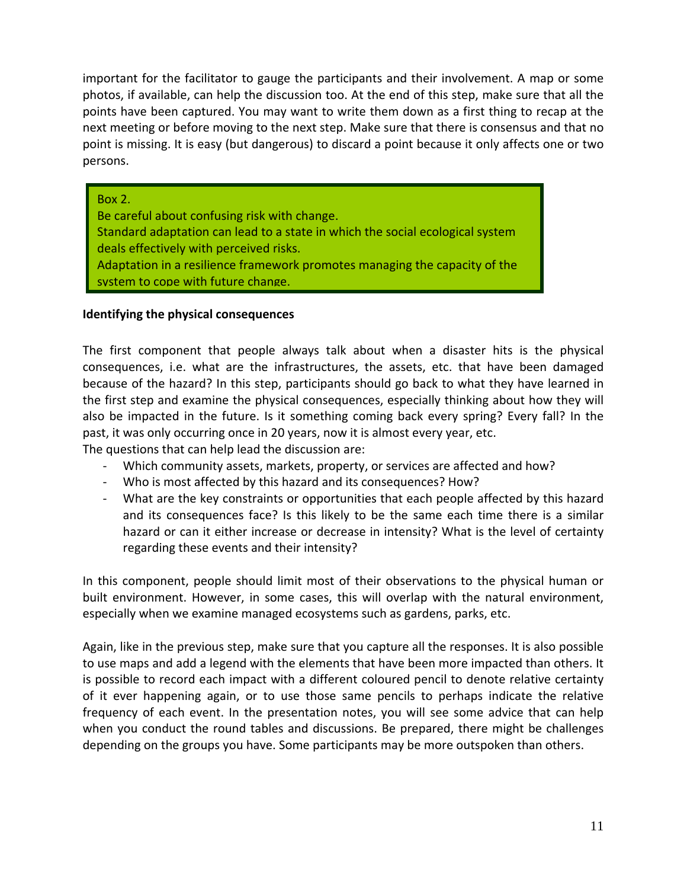important for the facilitator to gauge the participants and their involvement. A map or some photos, if available, can help the discussion too. At the end of this step, make sure that all the points have been captured. You may want to write them down as a first thing to recap at the next meeting or before moving to the next step. Make sure that there is consensus and that no point is missing. It is easy (but dangerous) to discard a point because it only affects one or two persons.

> Box 2.
> Be careful about confusing risk with change.
> Standard adaptation can lead to a state in which the social ecological system deals effectively with perceived risks.
> Adaptation in a resilience framework promotes managing the capacity of the system to cope with future change.

**Identifying the physical consequences**

The first component that people always talk about when a disaster hits is the physical consequences, i.e. what are the infrastructures, the assets, etc. that have been damaged because of the hazard? In this step, participants should go back to what they have learned in the first step and examine the physical consequences, especially thinking about how they will also be impacted in the future. Is it something coming back every spring? Every fall? In the past, it was only occurring once in 20 years, now it is almost every year, etc.

The questions that can help lead the discussion are:

- Which community assets, markets, property, or services are affected and how?
- Who is most affected by this hazard and its consequences? How?
- What are the key constraints or opportunities that each people affected by this hazard and its consequences face? Is this likely to be the same each time there is a similar hazard or can it either increase or decrease in intensity? What is the level of certainty regarding these events and their intensity?

In this component, people should limit most of their observations to the physical human or built environment. However, in some cases, this will overlap with the natural environment, especially when we examine managed ecosystems such as gardens, parks, etc.

Again, like in the previous step, make sure that you capture all the responses. It is also possible to use maps and add a legend with the elements that have been more impacted than others. It is possible to record each impact with a different coloured pencil to denote relative certainty of it ever happening again, or to use those same pencils to perhaps indicate the relative frequency of each event. In the presentation notes, you will see some advice that can help when you conduct the round tables and discussions. Be prepared, there might be challenges depending on the groups you have. Some participants may be more outspoken than others.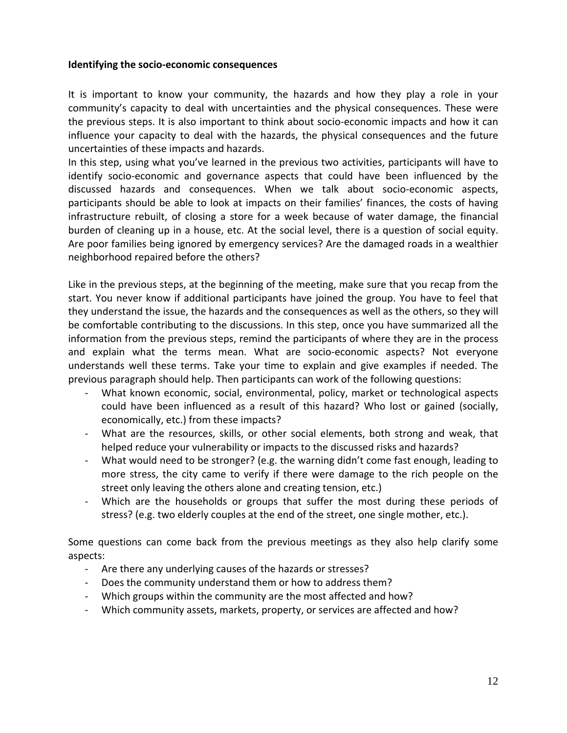**Identifying the socio-economic consequences**

It is important to know your community, the hazards and how they play a role in your community's capacity to deal with uncertainties and the physical consequences. These were the previous steps. It is also important to think about socio-economic impacts and how it can influence your capacity to deal with the hazards, the physical consequences and the future uncertainties of these impacts and hazards.

In this step, using what you've learned in the previous two activities, participants will have to identify socio-economic and governance aspects that could have been influenced by the discussed hazards and consequences. When we talk about socio-economic aspects, participants should be able to look at impacts on their families' finances, the costs of having infrastructure rebuilt, of closing a store for a week because of water damage, the financial burden of cleaning up in a house, etc. At the social level, there is a question of social equity. Are poor families being ignored by emergency services? Are the damaged roads in a wealthier neighborhood repaired before the others?

Like in the previous steps, at the beginning of the meeting, make sure that you recap from the start. You never know if additional participants have joined the group. You have to feel that they understand the issue, the hazards and the consequences as well as the others, so they will be comfortable contributing to the discussions. In this step, once you have summarized all the information from the previous steps, remind the participants of where they are in the process and explain what the terms mean. What are socio-economic aspects? Not everyone understands well these terms. Take your time to explain and give examples if needed. The previous paragraph should help. Then participants can work of the following questions:

- What known economic, social, environmental, policy, market or technological aspects could have been influenced as a result of this hazard? Who lost or gained (socially, economically, etc.) from these impacts?
- What are the resources, skills, or other social elements, both strong and weak, that helped reduce your vulnerability or impacts to the discussed risks and hazards?
- What would need to be stronger? (e.g. the warning didn't come fast enough, leading to more stress, the city came to verify if there were damage to the rich people on the street only leaving the others alone and creating tension, etc.)
- Which are the households or groups that suffer the most during these periods of stress? (e.g. two elderly couples at the end of the street, one single mother, etc.).

Some questions can come back from the previous meetings as they also help clarify some aspects:

- Are there any underlying causes of the hazards or stresses?
- Does the community understand them or how to address them?
- Which groups within the community are the most affected and how?
- Which community assets, markets, property, or services are affected and how?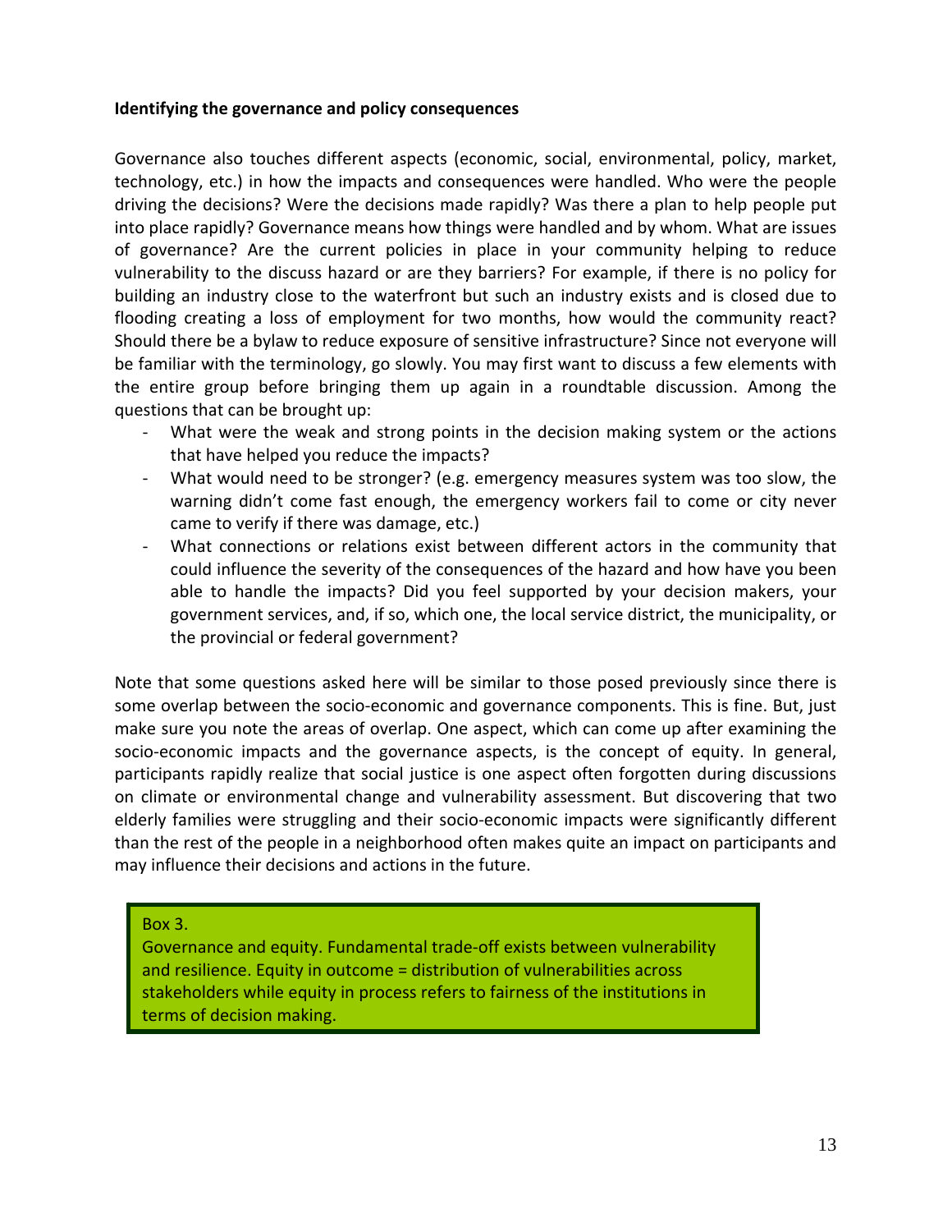**Identifying the governance and policy consequences**

Governance also touches different aspects (economic, social, environmental, policy, market, technology, etc.) in how the impacts and consequences were handled. Who were the people driving the decisions? Were the decisions made rapidly? Was there a plan to help people put into place rapidly? Governance means how things were handled and by whom. What are issues of governance? Are the current policies in place in your community helping to reduce vulnerability to the discuss hazard or are they barriers? For example, if there is no policy for building an industry close to the waterfront but such an industry exists and is closed due to flooding creating a loss of employment for two months, how would the community react? Should there be a bylaw to reduce exposure of sensitive infrastructure? Since not everyone will be familiar with the terminology, go slowly. You may first want to discuss a few elements with the entire group before bringing them up again in a roundtable discussion. Among the questions that can be brought up:

- What were the weak and strong points in the decision making system or the actions that have helped you reduce the impacts?
- What would need to be stronger? (e.g. emergency measures system was too slow, the warning didn't come fast enough, the emergency workers fail to come or city never came to verify if there was damage, etc.)
- What connections or relations exist between different actors in the community that could influence the severity of the consequences of the hazard and how have you been able to handle the impacts? Did you feel supported by your decision makers, your government services, and, if so, which one, the local service district, the municipality, or the provincial or federal government?

Note that some questions asked here will be similar to those posed previously since there is some overlap between the socio-economic and governance components. This is fine. But, just make sure you note the areas of overlap. One aspect, which can come up after examining the socio-economic impacts and the governance aspects, is the concept of equity. In general, participants rapidly realize that social justice is one aspect often forgotten during discussions on climate or environmental change and vulnerability assessment. But discovering that two elderly families were struggling and their socio-economic impacts were significantly different than the rest of the people in a neighborhood often makes quite an impact on participants and may influence their decisions and actions in the future.

> Box 3.
> Governance and equity. Fundamental trade-off exists between vulnerability and resilience. Equity in outcome = distribution of vulnerabilities across stakeholders while equity in process refers to fairness of the institutions in terms of decision making.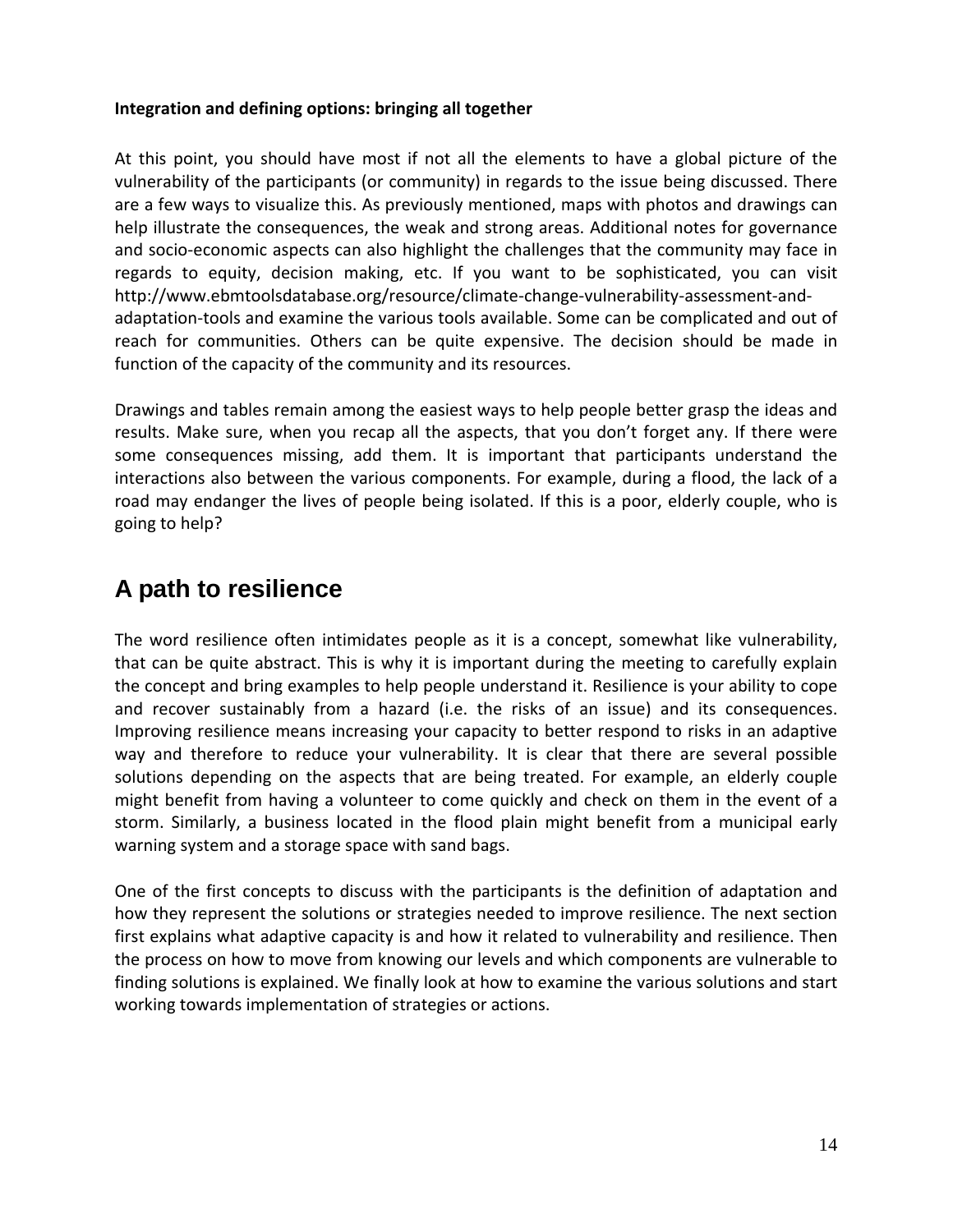**Integration and defining options: bringing all together**

At this point, you should have most if not all the elements to have a global picture of the vulnerability of the participants (or community) in regards to the issue being discussed. There are a few ways to visualize this. As previously mentioned, maps with photos and drawings can help illustrate the consequences, the weak and strong areas. Additional notes for governance and socio-economic aspects can also highlight the challenges that the community may face in regards to equity, decision making, etc. If you want to be sophisticated, you can visit http://www.ebmtoolsdatabase.org/resource/climate-change-vulnerability-assessment-and-adaptation-tools and examine the various tools available. Some can be complicated and out of reach for communities. Others can be quite expensive. The decision should be made in function of the capacity of the community and its resources.

Drawings and tables remain among the easiest ways to help people better grasp the ideas and results. Make sure, when you recap all the aspects, that you don't forget any. If there were some consequences missing, add them. It is important that participants understand the interactions also between the various components. For example, during a flood, the lack of a road may endanger the lives of people being isolated. If this is a poor, elderly couple, who is going to help?

# A path to resilience

The word resilience often intimidates people as it is a concept, somewhat like vulnerability, that can be quite abstract. This is why it is important during the meeting to carefully explain the concept and bring examples to help people understand it. Resilience is your ability to cope and recover sustainably from a hazard (i.e. the risks of an issue) and its consequences. Improving resilience means increasing your capacity to better respond to risks in an adaptive way and therefore to reduce your vulnerability. It is clear that there are several possible solutions depending on the aspects that are being treated. For example, an elderly couple might benefit from having a volunteer to come quickly and check on them in the event of a storm. Similarly, a business located in the flood plain might benefit from a municipal early warning system and a storage space with sand bags.

One of the first concepts to discuss with the participants is the definition of adaptation and how they represent the solutions or strategies needed to improve resilience. The next section first explains what adaptive capacity is and how it related to vulnerability and resilience. Then the process on how to move from knowing our levels and which components are vulnerable to finding solutions is explained. We finally look at how to examine the various solutions and start working towards implementation of strategies or actions.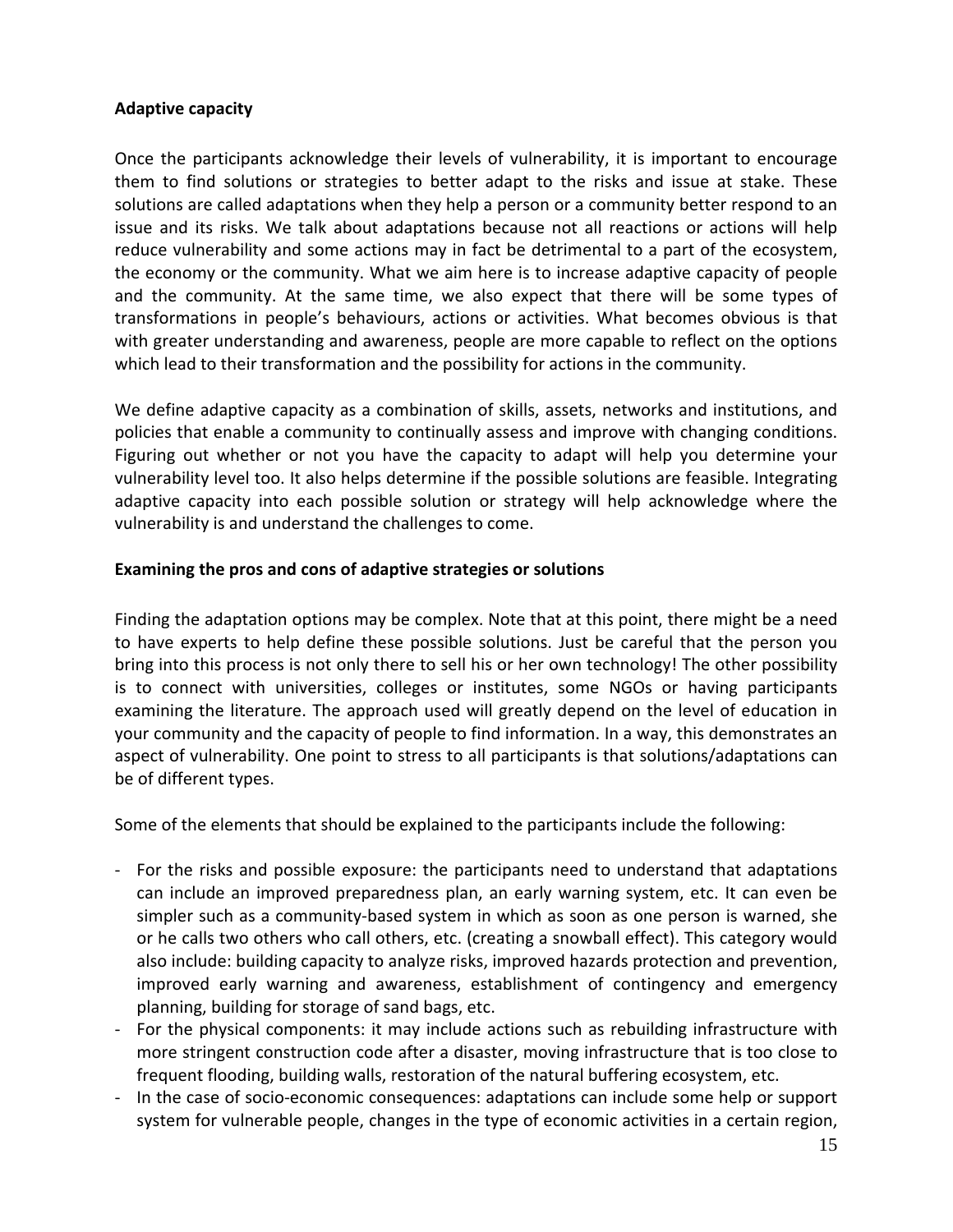**Adaptive capacity**

Once the participants acknowledge their levels of vulnerability, it is important to encourage them to find solutions or strategies to better adapt to the risks and issue at stake. These solutions are called adaptations when they help a person or a community better respond to an issue and its risks. We talk about adaptations because not all reactions or actions will help reduce vulnerability and some actions may in fact be detrimental to a part of the ecosystem, the economy or the community. What we aim here is to increase adaptive capacity of people and the community. At the same time, we also expect that there will be some types of transformations in people's behaviours, actions or activities. What becomes obvious is that with greater understanding and awareness, people are more capable to reflect on the options which lead to their transformation and the possibility for actions in the community.

We define adaptive capacity as a combination of skills, assets, networks and institutions, and policies that enable a community to continually assess and improve with changing conditions. Figuring out whether or not you have the capacity to adapt will help you determine your vulnerability level too. It also helps determine if the possible solutions are feasible. Integrating adaptive capacity into each possible solution or strategy will help acknowledge where the vulnerability is and understand the challenges to come.

**Examining the pros and cons of adaptive strategies or solutions**

Finding the adaptation options may be complex. Note that at this point, there might be a need to have experts to help define these possible solutions. Just be careful that the person you bring into this process is not only there to sell his or her own technology! The other possibility is to connect with universities, colleges or institutes, some NGOs or having participants examining the literature. The approach used will greatly depend on the level of education in your community and the capacity of people to find information. In a way, this demonstrates an aspect of vulnerability. One point to stress to all participants is that solutions/adaptations can be of different types.

Some of the elements that should be explained to the participants include the following:

- For the risks and possible exposure: the participants need to understand that adaptations can include an improved preparedness plan, an early warning system, etc. It can even be simpler such as a community-based system in which as soon as one person is warned, she or he calls two others who call others, etc. (creating a snowball effect). This category would also include: building capacity to analyze risks, improved hazards protection and prevention, improved early warning and awareness, establishment of contingency and emergency planning, building for storage of sand bags, etc.
- For the physical components: it may include actions such as rebuilding infrastructure with more stringent construction code after a disaster, moving infrastructure that is too close to frequent flooding, building walls, restoration of the natural buffering ecosystem, etc.
- In the case of socio-economic consequences: adaptations can include some help or support system for vulnerable people, changes in the type of economic activities in a certain region,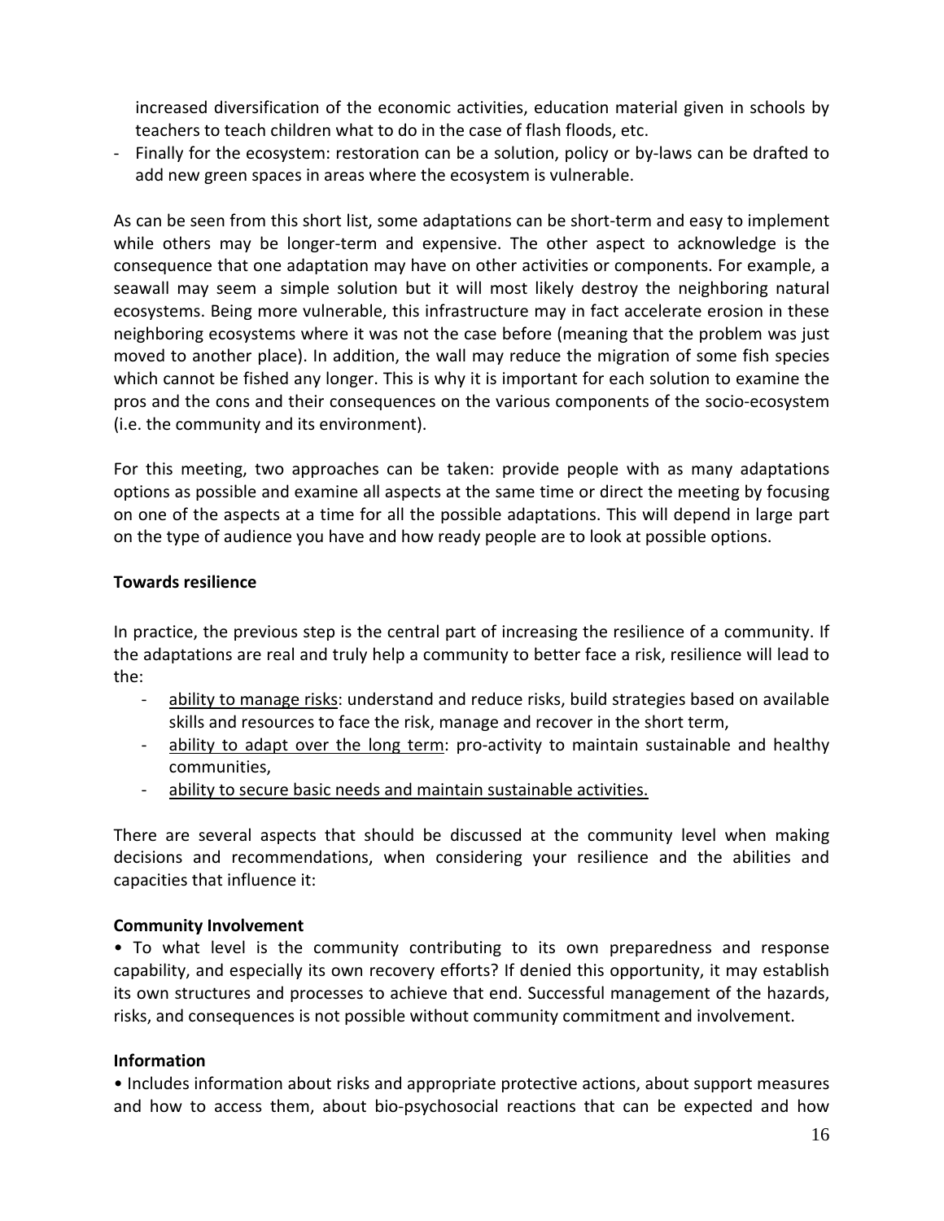increased diversification of the economic activities, education material given in schools by teachers to teach children what to do in the case of flash floods, etc.
- Finally for the ecosystem: restoration can be a solution, policy or by-laws can be drafted to add new green spaces in areas where the ecosystem is vulnerable.

As can be seen from this short list, some adaptations can be short-term and easy to implement while others may be longer-term and expensive. The other aspect to acknowledge is the consequence that one adaptation may have on other activities or components. For example, a seawall may seem a simple solution but it will most likely destroy the neighboring natural ecosystems. Being more vulnerable, this infrastructure may in fact accelerate erosion in these neighboring ecosystems where it was not the case before (meaning that the problem was just moved to another place). In addition, the wall may reduce the migration of some fish species which cannot be fished any longer. This is why it is important for each solution to examine the pros and the cons and their consequences on the various components of the socio-ecosystem (i.e. the community and its environment).

For this meeting, two approaches can be taken: provide people with as many adaptations options as possible and examine all aspects at the same time or direct the meeting by focusing on one of the aspects at a time for all the possible adaptations. This will depend in large part on the type of audience you have and how ready people are to look at possible options.

**Towards resilience**

In practice, the previous step is the central part of increasing the resilience of a community. If the adaptations are real and truly help a community to better face a risk, resilience will lead to the:

- ability to manage risks: understand and reduce risks, build strategies based on available skills and resources to face the risk, manage and recover in the short term,
- ability to adapt over the long term: pro-activity to maintain sustainable and healthy communities,
- ability to secure basic needs and maintain sustainable activities.

There are several aspects that should be discussed at the community level when making decisions and recommendations, when considering your resilience and the abilities and capacities that influence it:

**Community Involvement**

• To what level is the community contributing to its own preparedness and response capability, and especially its own recovery efforts? If denied this opportunity, it may establish its own structures and processes to achieve that end. Successful management of the hazards, risks, and consequences is not possible without community commitment and involvement.

**Information**

• Includes information about risks and appropriate protective actions, about support measures and how to access them, about bio-psychosocial reactions that can be expected and how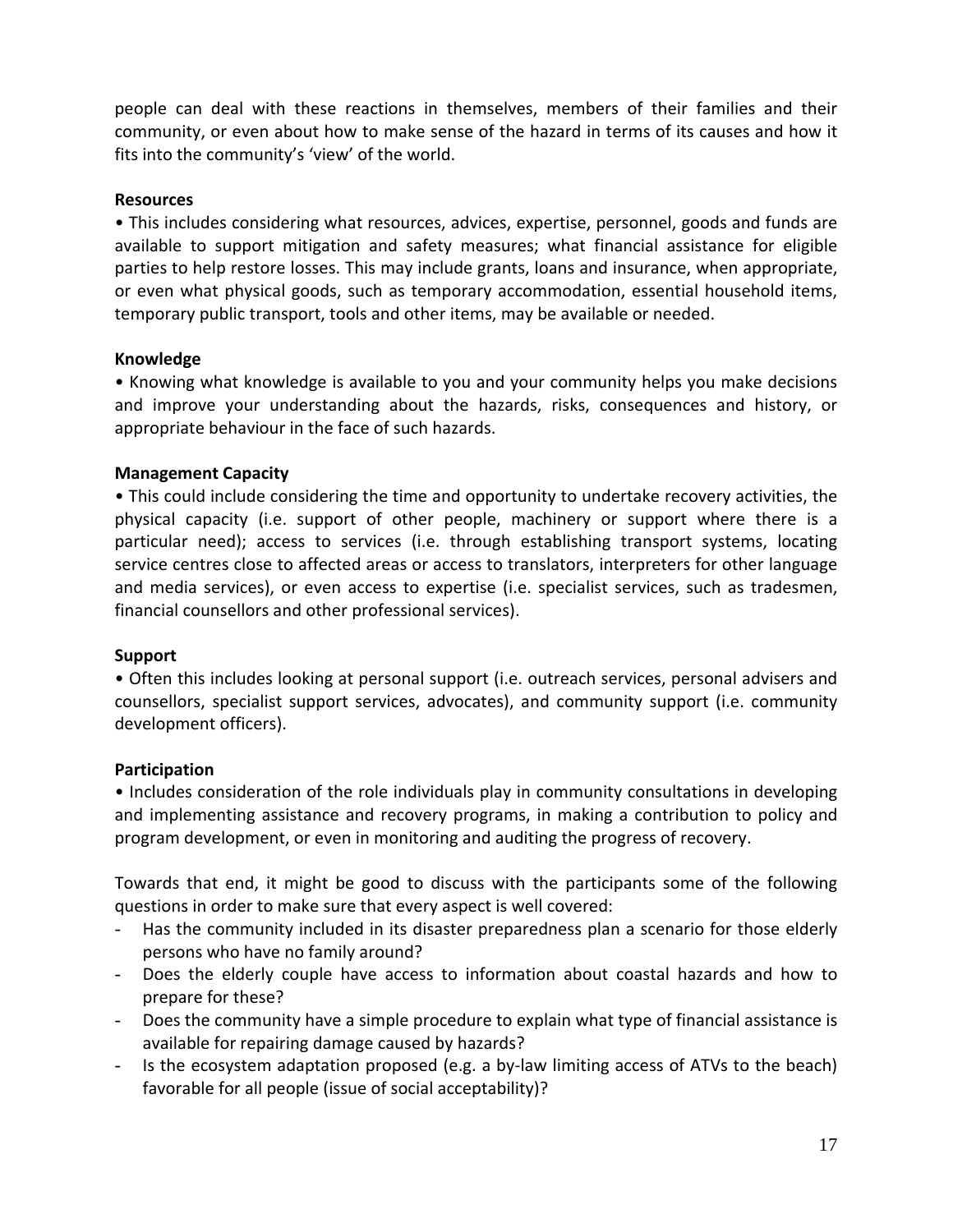people can deal with these reactions in themselves, members of their families and their community, or even about how to make sense of the hazard in terms of its causes and how it fits into the community's 'view' of the world.

**Resources**

• This includes considering what resources, advices, expertise, personnel, goods and funds are available to support mitigation and safety measures; what financial assistance for eligible parties to help restore losses. This may include grants, loans and insurance, when appropriate, or even what physical goods, such as temporary accommodation, essential household items, temporary public transport, tools and other items, may be available or needed.

**Knowledge**

• Knowing what knowledge is available to you and your community helps you make decisions and improve your understanding about the hazards, risks, consequences and history, or appropriate behaviour in the face of such hazards.

**Management Capacity**

• This could include considering the time and opportunity to undertake recovery activities, the physical capacity (i.e. support of other people, machinery or support where there is a particular need); access to services (i.e. through establishing transport systems, locating service centres close to affected areas or access to translators, interpreters for other language and media services), or even access to expertise (i.e. specialist services, such as tradesmen, financial counsellors and other professional services).

**Support**

• Often this includes looking at personal support (i.e. outreach services, personal advisers and counsellors, specialist support services, advocates), and community support (i.e. community development officers).

**Participation**

• Includes consideration of the role individuals play in community consultations in developing and implementing assistance and recovery programs, in making a contribution to policy and program development, or even in monitoring and auditing the progress of recovery.

Towards that end, it might be good to discuss with the participants some of the following questions in order to make sure that every aspect is well covered:

- Has the community included in its disaster preparedness plan a scenario for those elderly persons who have no family around?
- Does the elderly couple have access to information about coastal hazards and how to prepare for these?
- Does the community have a simple procedure to explain what type of financial assistance is available for repairing damage caused by hazards?
- Is the ecosystem adaptation proposed (e.g. a by-law limiting access of ATVs to the beach) favorable for all people (issue of social acceptability)?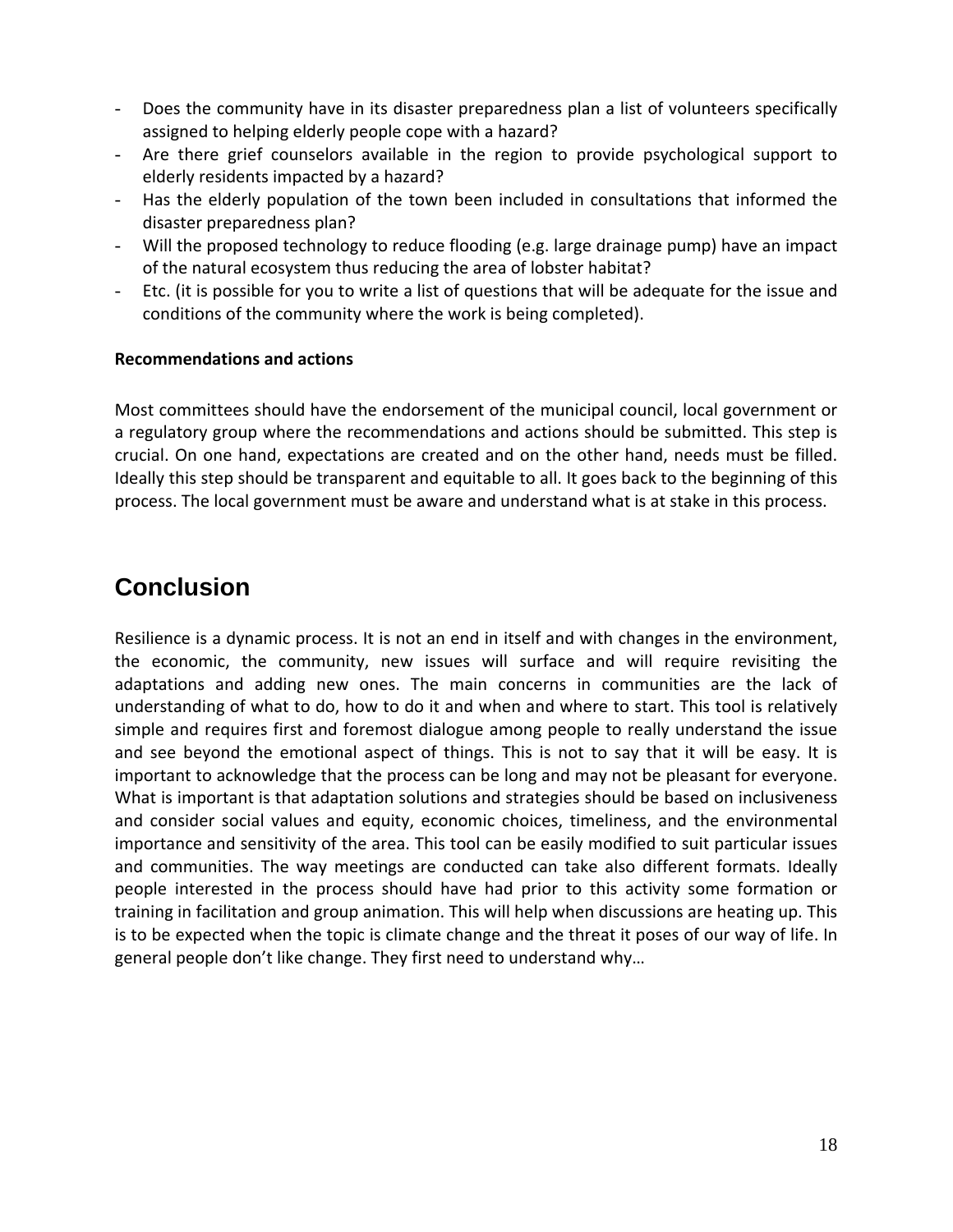- Does the community have in its disaster preparedness plan a list of volunteers specifically assigned to helping elderly people cope with a hazard?
- Are there grief counselors available in the region to provide psychological support to elderly residents impacted by a hazard?
- Has the elderly population of the town been included in consultations that informed the disaster preparedness plan?
- Will the proposed technology to reduce flooding (e.g. large drainage pump) have an impact of the natural ecosystem thus reducing the area of lobster habitat?
- Etc. (it is possible for you to write a list of questions that will be adequate for the issue and conditions of the community where the work is being completed).

**Recommendations and actions**

Most committees should have the endorsement of the municipal council, local government or a regulatory group where the recommendations and actions should be submitted. This step is crucial. On one hand, expectations are created and on the other hand, needs must be filled. Ideally this step should be transparent and equitable to all. It goes back to the beginning of this process. The local government must be aware and understand what is at stake in this process.

# Conclusion

Resilience is a dynamic process. It is not an end in itself and with changes in the environment, the economic, the community, new issues will surface and will require revisiting the adaptations and adding new ones. The main concerns in communities are the lack of understanding of what to do, how to do it and when and where to start. This tool is relatively simple and requires first and foremost dialogue among people to really understand the issue and see beyond the emotional aspect of things. This is not to say that it will be easy. It is important to acknowledge that the process can be long and may not be pleasant for everyone. What is important is that adaptation solutions and strategies should be based on inclusiveness and consider social values and equity, economic choices, timeliness, and the environmental importance and sensitivity of the area. This tool can be easily modified to suit particular issues and communities. The way meetings are conducted can take also different formats. Ideally people interested in the process should have had prior to this activity some formation or training in facilitation and group animation. This will help when discussions are heating up. This is to be expected when the topic is climate change and the threat it poses of our way of life. In general people don't like change. They first need to understand why…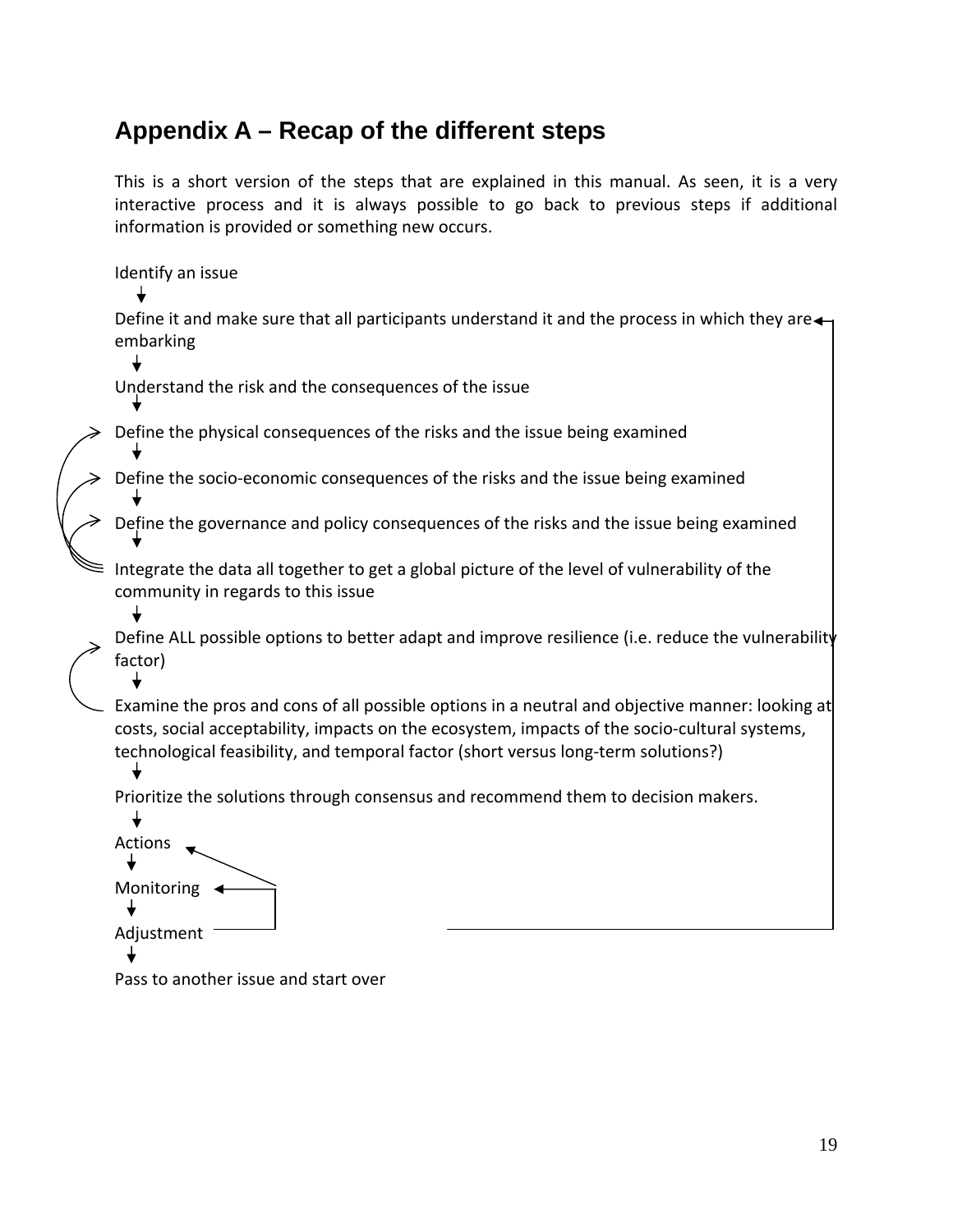# Appendix A – Recap of the different steps

This is a short version of the steps that are explained in this manual. As seen, it is a very interactive process and it is always possible to go back to previous steps if additional information is provided or something new occurs.

Identify an issue

↓

Define it and make sure that all participants understand it and the process in which they are embarking

↓

Understand the risk and the consequences of the issue

↓

Define the physical consequences of the risks and the issue being examined

↓

Define the socio-economic consequences of the risks and the issue being examined

↓

Define the governance and policy consequences of the risks and the issue being examined

↓

Integrate the data all together to get a global picture of the level of vulnerability of the community in regards to this issue

↓

Define ALL possible options to better adapt and improve resilience (i.e. reduce the vulnerability factor)

↓

Examine the pros and cons of all possible options in a neutral and objective manner: looking at costs, social acceptability, impacts on the ecosystem, impacts of the socio-cultural systems, technological feasibility, and temporal factor (short versus long-term solutions?)

↓

Prioritize the solutions through consensus and recommend them to decision makers.

↓

Actions

↓

Monitoring

↓

Adjustment

↓

Pass to another issue and start over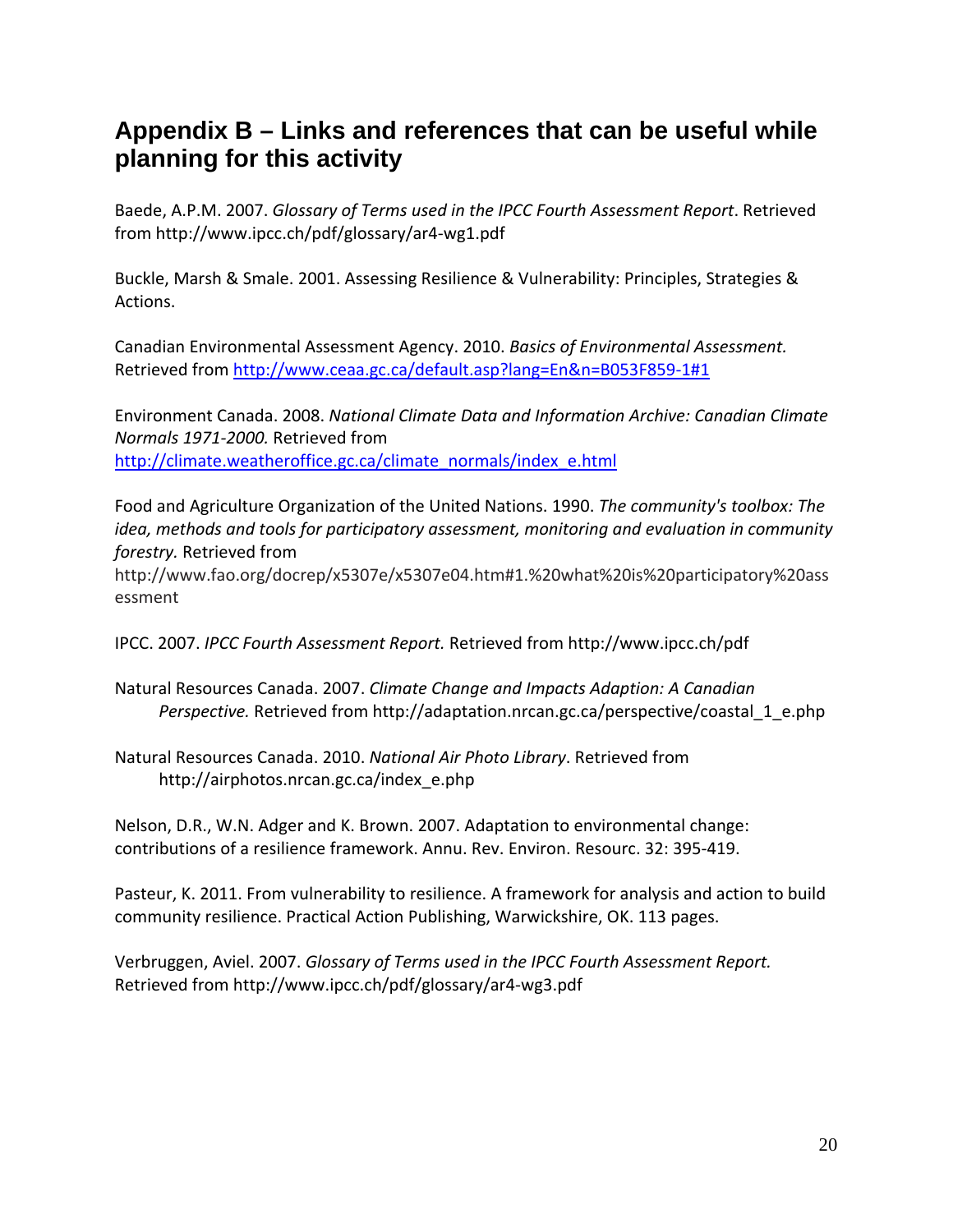## Appendix B – Links and references that can be useful while planning for this activity

Baede, A.P.M. 2007. *Glossary of Terms used in the IPCC Fourth Assessment Report*. Retrieved from http://www.ipcc.ch/pdf/glossary/ar4-wg1.pdf

Buckle, Marsh & Smale. 2001. Assessing Resilience & Vulnerability: Principles, Strategies & Actions.

Canadian Environmental Assessment Agency. 2010. *Basics of Environmental Assessment.* Retrieved from http://www.ceaa.gc.ca/default.asp?lang=En&n=B053F859-1#1

Environment Canada. 2008. *National Climate Data and Information Archive: Canadian Climate Normals 1971-2000.* Retrieved from http://climate.weatheroffice.gc.ca/climate_normals/index_e.html

Food and Agriculture Organization of the United Nations. 1990. *The community's toolbox: The idea, methods and tools for participatory assessment, monitoring and evaluation in community forestry.* Retrieved from http://www.fao.org/docrep/x5307e/x5307e04.htm#1.%20what%20is%20participatory%20assessment

IPCC. 2007. *IPCC Fourth Assessment Report.* Retrieved from http://www.ipcc.ch/pdf

Natural Resources Canada. 2007. *Climate Change and Impacts Adaption: A Canadian Perspective.* Retrieved from http://adaptation.nrcan.gc.ca/perspective/coastal_1_e.php

Natural Resources Canada. 2010. *National Air Photo Library*. Retrieved from http://airphotos.nrcan.gc.ca/index_e.php

Nelson, D.R., W.N. Adger and K. Brown. 2007. Adaptation to environmental change: contributions of a resilience framework. Annu. Rev. Environ. Resourc. 32: 395-419.

Pasteur, K. 2011. From vulnerability to resilience. A framework for analysis and action to build community resilience. Practical Action Publishing, Warwickshire, OK. 113 pages.

Verbruggen, Aviel. 2007. *Glossary of Terms used in the IPCC Fourth Assessment Report.* Retrieved from http://www.ipcc.ch/pdf/glossary/ar4-wg3.pdf